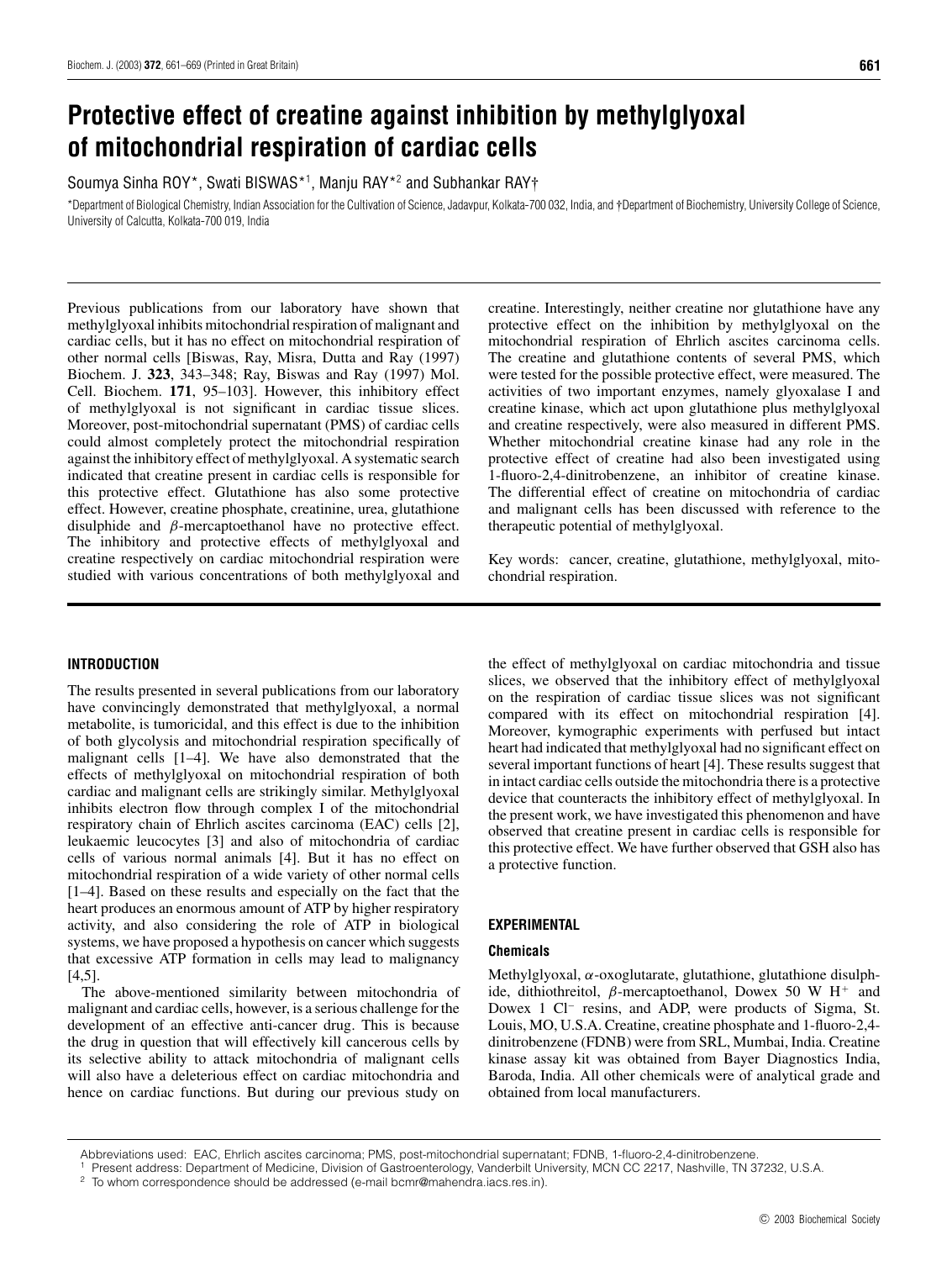# Protective effect of creatine against inhibition by methylglyoxal of mitochondrial respiration of cardiac cells

Soumya Sinha ROY*, Swati BISWAS*[1], Manju RAY*[2] and Subhankar RAY†

*Department of Biological Chemistry, Indian Association for the Cultivation of Science, Jadavpur, Kolkata-700 032, India, and †Department of Biochemistry, University College of Science, University of Calcutta, Kolkata-700 019, India

Previous publications from our laboratory have shown that methylglyoxal inhibits mitochondrial respiration of malignant and cardiac cells, but it has no effect on mitochondrial respiration of other normal cells [Biswas, Ray, Misra, Dutta and Ray (1997) Biochem. J. **323**, 343–348; Ray, Biswas and Ray (1997) Mol. Cell. Biochem. **171**, 95–103]. However, this inhibitory effect of methylglyoxal is not significant in cardiac tissue slices. Moreover, post-mitochondrial supernatant (PMS) of cardiac cells could almost completely protect the mitochondrial respiration against the inhibitory effect of methylglyoxal. A systematic search indicated that creatine present in cardiac cells is responsible for this protective effect. Glutathione has also some protective effect. However, creatine phosphate, creatinine, urea, glutathione disulphide and β-mercaptoethanol have no protective effect. The inhibitory and protective effects of methylglyoxal and creatine respectively on cardiac mitochondrial respiration were studied with various concentrations of both methylglyoxal and creatine. Interestingly, neither creatine nor glutathione have any protective effect on the inhibition by methylglyoxal on the mitochondrial respiration of Ehrlich ascites carcinoma cells. The creatine and glutathione contents of several PMS, which were tested for the possible protective effect, were measured. The activities of two important enzymes, namely glyoxalase I and creatine kinase, which act upon glutathione plus methylglyoxal and creatine respectively, were also measured in different PMS. Whether mitochondrial creatine kinase had any role in the protective effect of creatine had also been investigated using 1-fluoro-2,4-dinitrobenzene, an inhibitor of creatine kinase. The differential effect of creatine on mitochondria of cardiac and malignant cells has been discussed with reference to the therapeutic potential of methylglyoxal.

Key words: cancer, creatine, glutathione, methylglyoxal, mitochondrial respiration.

## INTRODUCTION

The results presented in several publications from our laboratory have convincingly demonstrated that methylglyoxal, a normal metabolite, is tumoricidal, and this effect is due to the inhibition of both glycolysis and mitochondrial respiration specifically of malignant cells [1–4]. We have also demonstrated that the effects of methylglyoxal on mitochondrial respiration of both cardiac and malignant cells are strikingly similar. Methylglyoxal inhibits electron flow through complex I of the mitochondrial respiratory chain of Ehrlich ascites carcinoma (EAC) cells [2], leukaemic leucocytes [3] and also of mitochondria of cardiac cells of various normal animals [4]. But it has no effect on mitochondrial respiration of a wide variety of other normal cells [1–4]. Based on these results and especially on the fact that the heart produces an enormous amount of ATP by higher respiratory activity, and also considering the role of ATP in biological systems, we have proposed a hypothesis on cancer which suggests that excessive ATP formation in cells may lead to malignancy [4,5].

The above-mentioned similarity between mitochondria of malignant and cardiac cells, however, is a serious challenge for the development of an effective anti-cancer drug. This is because the drug in question that will effectively kill cancerous cells by its selective ability to attack mitochondria of malignant cells will also have a deleterious effect on cardiac mitochondria and hence on cardiac functions. But during our previous study on the effect of methylglyoxal on cardiac mitochondria and tissue slices, we observed that the inhibitory effect of methylglyoxal on the respiration of cardiac tissue slices was not significant compared with its effect on mitochondrial respiration [4]. Moreover, kymographic experiments with perfused but intact heart had indicated that methylglyoxal had no significant effect on several important functions of heart [4]. These results suggest that in intact cardiac cells outside the mitochondria there is a protective device that counteracts the inhibitory effect of methylglyoxal. In the present work, we have investigated this phenomenon and have observed that creatine present in cardiac cells is responsible for this protective effect. We have further observed that GSH also has a protective function.

## EXPERIMENTAL

### Chemicals

Methylglyoxal, α-oxoglutarate, glutathione, glutathione disulphide, dithiothreitol, β-mercaptoethanol, Dowex 50 W $H^+$ and Dowex 1 $Cl^-$ resins, and ADP, were products of Sigma, St. Louis, MO, U.S.A. Creatine, creatine phosphate and 1-fluoro-2,4-dinitrobenzene (FDNB) were from SRL, Mumbai, India. Creatine kinase assay kit was obtained from Bayer Diagnostics India, Baroda, India. All other chemicals were of analytical grade and obtained from local manufacturers.

Abbreviations used: EAC, Ehrlich ascites carcinoma; PMS, post-mitochondrial supernatant; FDNB, 1-fluoro-2,4-dinitrobenzene.

[1] Present address: Department of Medicine, Division of Gastroenterology, Vanderbilt University, MCN CC 2217, Nashville, TN 37232, U.S.A.

[2] To whom correspondence should be addressed (e-mail bcmr@mahendra.iacs.res.in).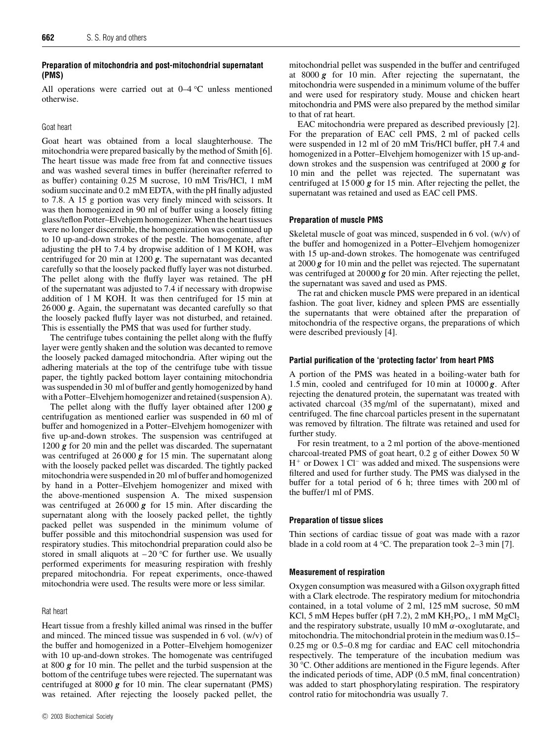### Preparation of mitochondria and post-mitochondrial supernatant (PMS)

All operations were carried out at 0–4 °C unless mentioned otherwise.

#### Goat heart

Goat heart was obtained from a local slaughterhouse. The mitochondria were prepared basically by the method of Smith [6]. The heart tissue was made free from fat and connective tissues and was washed several times in buffer (hereinafter referred to as buffer) containing 0.25 M sucrose, 10 mM Tris/HCl, 1 mM sodium succinate and 0.2 mM EDTA, with the pH finally adjusted to 7.8. A 15 g portion was very finely minced with scissors. It was then homogenized in 90 ml of buffer using a loosely fitting glass/teflon Potter–Elvehjem homogenizer. When the heart tissues were no longer discernible, the homogenization was continued up to 10 up-and-down strokes of the pestle. The homogenate, after adjusting the pH to 7.4 by dropwise addition of 1 M KOH, was centrifuged for 20 min at 1200 ***g***. The supernatant was decanted carefully so that the loosely packed fluffy layer was not disturbed. The pellet along with the fluffy layer was retained. The pH of the supernatant was adjusted to 7.4 if necessary with dropwise addition of 1 M KOH. It was then centrifuged for 15 min at 26 000 ***g***. Again, the supernatant was decanted carefully so that the loosely packed fluffy layer was not disturbed, and retained. This is essentially the PMS that was used for further study.

The centrifuge tubes containing the pellet along with the fluffy layer were gently shaken and the solution was decanted to remove the loosely packed damaged mitochondria. After wiping out the adhering materials at the top of the centrifuge tube with tissue paper, the tightly packed bottom layer containing mitochondria was suspended in 30 ml of buffer and gently homogenized by hand with a Potter–Elvehjem homogenizer and retained (suspension A).

The pellet along with the fluffy layer obtained after 1200 ***g*** centrifugation as mentioned earlier was suspended in 60 ml of buffer and homogenized in a Potter–Elvehjem homogenizer with five up-and-down strokes. The suspension was centrifuged at 1200 ***g*** for 20 min and the pellet was discarded. The supernatant was centrifuged at 26 000 ***g*** for 15 min. The supernatant along with the loosely packed pellet was discarded. The tightly packed mitochondria were suspended in 20 ml of buffer and homogenized by hand in a Potter–Elvehjem homogenizer and mixed with the above-mentioned suspension A. The mixed suspension was centrifuged at 26 000 ***g*** for 15 min. After discarding the supernatant along with the loosely packed pellet, the tightly packed pellet was suspended in the minimum volume of buffer possible and this mitochondrial suspension was used for respiratory studies. This mitochondrial preparation could also be stored in small aliquots at −20 °C for further use. We usually performed experiments for measuring respiration with freshly prepared mitochondria. For repeat experiments, once-thawed mitochondria were used. The results were more or less similar.

#### Rat heart

Heart tissue from a freshly killed animal was rinsed in the buffer and minced. The minced tissue was suspended in 6 vol. (w/v) of the buffer and homogenized in a Potter–Elvehjem homogenizer with 10 up-and-down strokes. The homogenate was centrifuged at 800 ***g*** for 10 min. The pellet and the turbid suspension at the bottom of the centrifuge tubes were rejected. The supernatant was centrifuged at 8000 ***g*** for 10 min. The clear supernatant (PMS) was retained. After rejecting the loosely packed pellet, the mitochondrial pellet was suspended in the buffer and centrifuged at 8000 ***g*** for 10 min. After rejecting the supernatant, the mitochondria were suspended in a minimum volume of the buffer and were used for respiratory study. Mouse and chicken heart mitochondria and PMS were also prepared by the method similar to that of rat heart.

EAC mitochondria were prepared as described previously [2]. For the preparation of EAC cell PMS, 2 ml of packed cells were suspended in 12 ml of 20 mM Tris/HCl buffer, pH 7.4 and homogenized in a Potter–Elvehjem homogenizer with 15 up-and-down strokes and the suspension was centrifuged at 2000 ***g*** for 10 min and the pellet was rejected. The supernatant was centrifuged at 15 000 ***g*** for 15 min. After rejecting the pellet, the supernatant was retained and used as EAC cell PMS.

### Preparation of muscle PMS

Skeletal muscle of goat was minced, suspended in 6 vol. (w/v) of the buffer and homogenized in a Potter–Elvehjem homogenizer with 15 up-and-down strokes. The homogenate was centrifuged at 2000 ***g*** for 10 min and the pellet was rejected. The supernatant was centrifuged at 20 000 ***g*** for 20 min. After rejecting the pellet, the supernatant was saved and used as PMS.

The rat and chicken muscle PMS were prepared in an identical fashion. The goat liver, kidney and spleen PMS are essentially the supernatants that were obtained after the preparation of mitochondria of the respective organs, the preparations of which were described previously [4].

### Partial purification of the 'protecting factor' from heart PMS

A portion of the PMS was heated in a boiling-water bath for 1.5 min, cooled and centrifuged for 10 min at 10 000 ***g***. After rejecting the denatured protein, the supernatant was treated with activated charcoal (35 mg/ml of the supernatant), mixed and centrifuged. The fine charcoal particles present in the supernatant was removed by filtration. The filtrate was retained and used for further study.

For resin treatment, to a 2 ml portion of the above-mentioned charcoal-treated PMS of goat heart, 0.2 g of either Dowex 50 W $H^+$ or Dowex 1 $Cl^-$ was added and mixed. The suspensions were filtered and used for further study. The PMS was dialysed in the buffer for a total period of 6 h; three times with 200 ml of the buffer/1 ml of PMS.

### Preparation of tissue slices

Thin sections of cardiac tissue of goat was made with a razor blade in a cold room at 4 °C. The preparation took 2–3 min [7].

### Measurement of respiration

Oxygen consumption was measured with a Gilson oxygraph fitted with a Clark electrode. The respiratory medium for mitochondria contained, in a total volume of 2 ml, 125 mM sucrose, 50 mM KCl, 5 mM Hepes buffer (pH 7.2), 2 mM $KH_2PO_4$, 1 mM $MgCl_2$ and the respiratory substrate, usually 10 mM $\alpha$-oxoglutarate, and mitochondria. The mitochondrial protein in the medium was 0.15–0.25 mg or 0.5–0.8 mg for cardiac and EAC cell mitochondria respectively. The temperature of the incubation medium was 30 °C. Other additions are mentioned in the Figure legends. After the indicated periods of time, ADP (0.5 mM, final concentration) was added to start phosphorylating respiration. The respiratory control ratio for mitochondria was usually 7.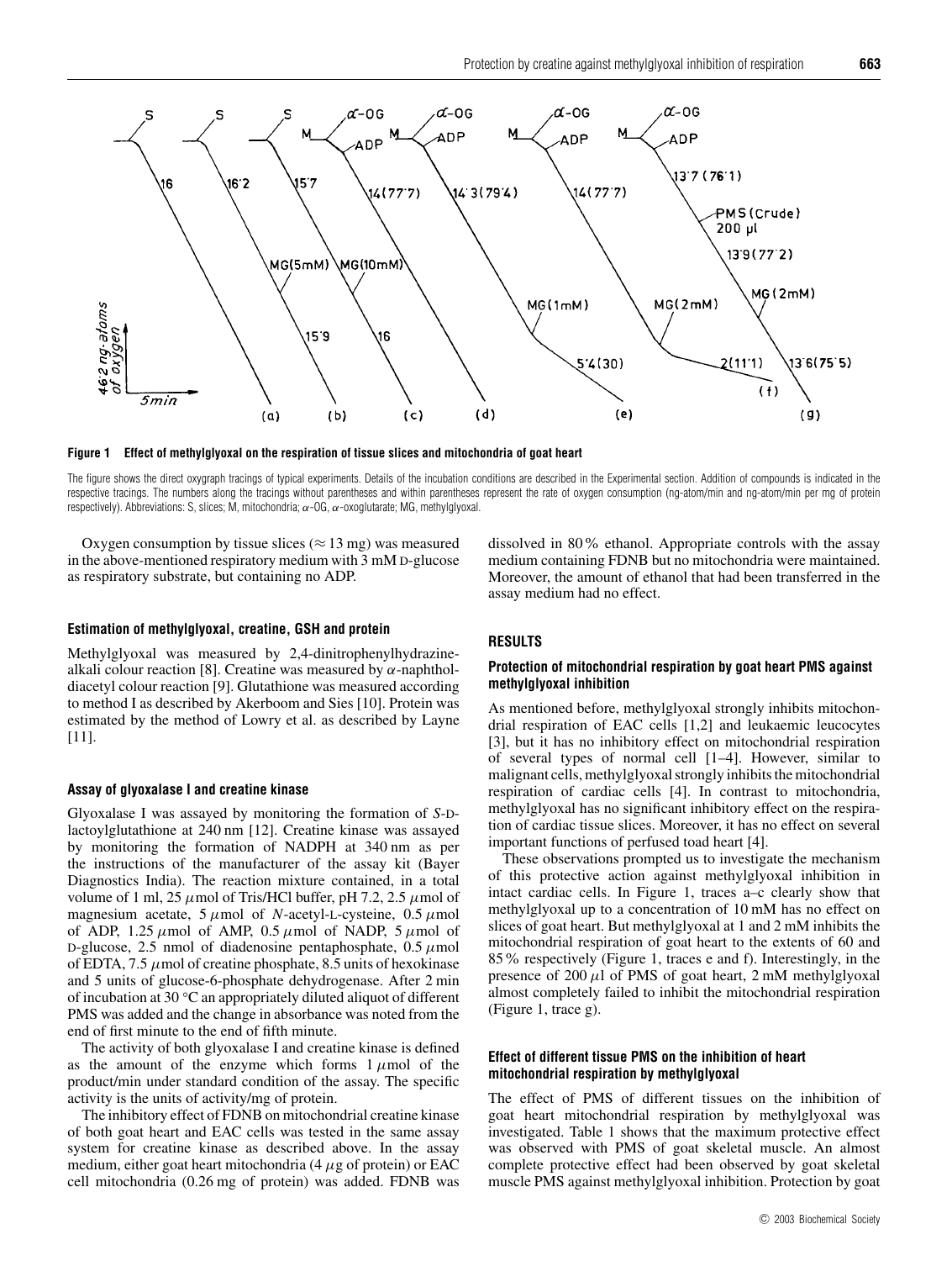**Figure 1 Effect of methylglyoxal on the respiration of tissue slices and mitochondria of goat heart**

The figure shows the direct oxygraph tracings of typical experiments. Details of the incubation conditions are described in the Experimental section. Addition of compounds is indicated in the respective tracings. The numbers along the tracings without parentheses and within parentheses represent the rate of oxygen consumption (ng-atom/min and ng-atom/min per mg of protein respectively). Abbreviations: S, slices; M, mitochondria; α-OG, α-oxoglutarate; MG, methylglyoxal.

Oxygen consumption by tissue slices (≈ 13 mg) was measured in the above-mentioned respiratory medium with 3 mM D-glucose as respiratory substrate, but containing no ADP.

### Estimation of methylglyoxal, creatine, GSH and protein

Methylglyoxal was measured by 2,4-dinitrophenylhydrazine-alkali colour reaction [8]. Creatine was measured by α-naphthol-diacetyl colour reaction [9]. Glutathione was measured according to method I as described by Akerboom and Sies [10]. Protein was estimated by the method of Lowry et al. as described by Layne [11].

### Assay of glyoxalase I and creatine kinase

Glyoxalase I was assayed by monitoring the formation of *S*-D-lactoylglutathione at 240 nm [12]. Creatine kinase was assayed by monitoring the formation of NADPH at 340 nm as per the instructions of the manufacturer of the assay kit (Bayer Diagnostics India). The reaction mixture contained, in a total volume of 1 ml, 25 μmol of Tris/HCl buffer, pH 7.2, 2.5 μmol of magnesium acetate, 5 μmol of *N*-acetyl-L-cysteine, 0.5 μmol of ADP, 1.25 μmol of AMP, 0.5 μmol of NADP, 5 μmol of D-glucose, 2.5 nmol of diadenosine pentaphosphate, 0.5 μmol of EDTA, 7.5 μmol of creatine phosphate, 8.5 units of hexokinase and 5 units of glucose-6-phosphate dehydrogenase. After 2 min of incubation at 30 °C an appropriately diluted aliquot of different PMS was added and the change in absorbance was noted from the end of first minute to the end of fifth minute.

The activity of both glyoxalase I and creatine kinase is defined as the amount of the enzyme which forms 1 μmol of the product/min under standard condition of the assay. The specific activity is the units of activity/mg of protein.

The inhibitory effect of FDNB on mitochondrial creatine kinase of both goat heart and EAC cells was tested in the same assay system for creatine kinase as described above. In the assay medium, either goat heart mitochondria (4 μg of protein) or EAC cell mitochondria (0.26 mg of protein) was added. FDNB was dissolved in 80 % ethanol. Appropriate controls with the assay medium containing FDNB but no mitochondria were maintained. Moreover, the amount of ethanol that had been transferred in the assay medium had no effect.

## RESULTS

### Protection of mitochondrial respiration by goat heart PMS against methylglyoxal inhibition

As mentioned before, methylglyoxal strongly inhibits mitochondrial respiration of EAC cells [1,2] and leukaemic leucocytes [3], but it has no inhibitory effect on mitochondrial respiration of several types of normal cell [1–4]. However, similar to malignant cells, methylglyoxal strongly inhibits the mitochondrial respiration of cardiac cells [4]. In contrast to mitochondria, methylglyoxal has no significant inhibitory effect on the respiration of cardiac tissue slices. Moreover, it has no effect on several important functions of perfused toad heart [4].

These observations prompted us to investigate the mechanism of this protective action against methylglyoxal inhibition in intact cardiac cells. In Figure 1, traces a–c clearly show that methylglyoxal up to a concentration of 10 mM has no effect on slices of goat heart. But methylglyoxal at 1 and 2 mM inhibits the mitochondrial respiration of goat heart to the extents of 60 and 85 % respectively (Figure 1, traces e and f). Interestingly, in the presence of 200 μl of PMS of goat heart, 2 mM methylglyoxal almost completely failed to inhibit the mitochondrial respiration (Figure 1, trace g).

### Effect of different tissue PMS on the inhibition of heart mitochondrial respiration by methylglyoxal

The effect of PMS of different tissues on the inhibition of goat heart mitochondrial respiration by methylglyoxal was investigated. Table 1 shows that the maximum protective effect was observed with PMS of goat skeletal muscle. An almost complete protective effect had been observed by goat skeletal muscle PMS against methylglyoxal inhibition. Protection by goat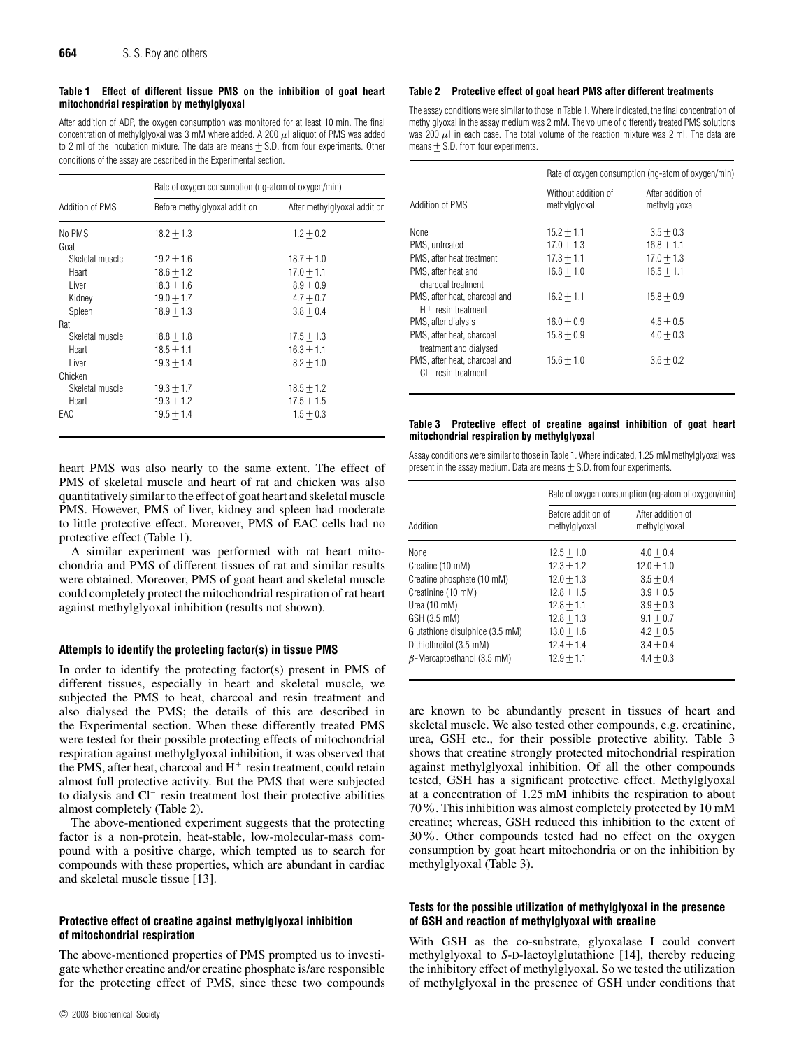**Table 1 Effect of different tissue PMS on the inhibition of goat heart mitochondrial respiration by methylglyoxal**

After addition of ADP, the oxygen consumption was monitored for at least 10 min. The final concentration of methylglyoxal was 3 mM where added. A 200 μl aliquot of PMS was added to 2 ml of the incubation mixture. The data are means ± S.D. from four experiments. Other conditions of the assay are described in the Experimental section.

| Addition of PMS | Rate of oxygen consumption (ng-atom of oxygen/min) | |
|---|---|---|
| | Before methylglyoxal addition | After methylglyoxal addition |
| No PMS | 18.2 ± 1.3 | 1.2 ± 0.2 |
| Goat | | |
| Skeletal muscle | 19.2 ± 1.6 | 18.7 ± 1.0 |
| Heart | 18.6 ± 1.2 | 17.0 ± 1.1 |
| Liver | 18.3 ± 1.6 | 8.9 ± 0.9 |
| Kidney | 19.0 ± 1.7 | 4.7 ± 0.7 |
| Spleen | 18.9 ± 1.3 | 3.8 ± 0.4 |
| Rat | | |
| Skeletal muscle | 18.8 ± 1.8 | 17.5 ± 1.3 |
| Heart | 18.5 ± 1.1 | 16.3 ± 1.1 |
| Liver | 19.3 ± 1.4 | 8.2 ± 1.0 |
| Chicken | | |
| Skeletal muscle | 19.3 ± 1.7 | 18.5 ± 1.2 |
| Heart | 19.3 ± 1.2 | 17.5 ± 1.5 |
| EAC | 19.5 ± 1.4 | 1.5 ± 0.3 |

heart PMS was also nearly to the same extent. The effect of PMS of skeletal muscle and heart of rat and chicken was also quantitatively similar to the effect of goat heart and skeletal muscle PMS. However, PMS of liver, kidney and spleen had moderate to little protective effect. Moreover, PMS of EAC cells had no protective effect (Table 1).

A similar experiment was performed with rat heart mitochondria and PMS of different tissues of rat and similar results were obtained. Moreover, PMS of goat heart and skeletal muscle could completely protect the mitochondrial respiration of rat heart against methylglyoxal inhibition (results not shown).

### Attempts to identify the protecting factor(s) in tissue PMS

In order to identify the protecting factor(s) present in PMS of different tissues, especially in heart and skeletal muscle, we subjected the PMS to heat, charcoal and resin treatment and also dialysed the PMS; the details of this are described in the Experimental section. When these differently treated PMS were tested for their possible protecting effects of mitochondrial respiration against methylglyoxal inhibition, it was observed that the PMS, after heat, charcoal and $H^+$ resin treatment, could retain almost full protective activity. But the PMS that were subjected to dialysis and $Cl^-$ resin treatment lost their protective abilities almost completely (Table 2).

The above-mentioned experiment suggests that the protecting factor is a non-protein, heat-stable, low-molecular-mass compound with a positive charge, which tempted us to search for compounds with these properties, which are abundant in cardiac and skeletal muscle tissue [13].

### Protective effect of creatine against methylglyoxal inhibition of mitochondrial respiration

The above-mentioned properties of PMS prompted us to investigate whether creatine and/or creatine phosphate is/are responsible for the protecting effect of PMS, since these two compounds are known to be abundantly present in tissues of heart and skeletal muscle. We also tested other compounds, e.g. creatinine, urea, GSH etc., for their possible protective ability. Table 3 shows that creatine strongly protected mitochondrial respiration against methylglyoxal inhibition. Of all the other compounds tested, GSH has a significant protective effect. Methylglyoxal at a concentration of 1.25 mM inhibits the respiration to about 70 %. This inhibition was almost completely protected by 10 mM creatine; whereas, GSH reduced this inhibition to the extent of 30 %. Other compounds tested had no effect on the oxygen consumption by goat heart mitochondria or on the inhibition by methylglyoxal (Table 3).

**Table 2 Protective effect of goat heart PMS after different treatments**

The assay conditions were similar to those in Table 1. Where indicated, the final concentration of methylglyoxal in the assay medium was 2 mM. The volume of differently treated PMS solutions was 200 μl in each case. The total volume of the reaction mixture was 2 ml. The data are means ± S.D. from four experiments.

| Addition of PMS | Rate of oxygen consumption (ng-atom of oxygen/min) | |
|---|---|---|
| | Without addition of methylglyoxal | After addition of methylglyoxal |
| None | 15.2 ± 1.1 | 3.5 ± 0.3 |
| PMS, untreated | 17.0 ± 1.3 | 16.8 ± 1.1 |
| PMS, after heat treatment | 17.3 ± 1.1 | 17.0 ± 1.3 |
| PMS, after heat and charcoal treatment | 16.8 ± 1.0 | 16.5 ± 1.1 |
| PMS, after heat, charcoal and $H^+$ resin treatment | 16.2 ± 1.1 | 15.8 ± 0.9 |
| PMS, after dialysis | 16.0 ± 0.9 | 4.5 ± 0.5 |
| PMS, after heat, charcoal treatment and dialysed | 15.8 ± 0.9 | 4.0 ± 0.3 |
| PMS, after heat, charcoal and $Cl^-$ resin treatment | 15.6 ± 1.0 | 3.6 ± 0.2 |

**Table 3 Protective effect of creatine against inhibition of goat heart mitochondrial respiration by methylglyoxal**

Assay conditions were similar to those in Table 1. Where indicated, 1.25 mM methylglyoxal was present in the assay medium. Data are means ± S.D. from four experiments.

| Addition | Rate of oxygen consumption (ng-atom of oxygen/min) | |
|---|---|---|
| | Before addition of methylglyoxal | After addition of methylglyoxal |
| None | 12.5 ± 1.0 | 4.0 ± 0.4 |
| Creatine (10 mM) | 12.3 ± 1.2 | 12.0 ± 1.0 |
| Creatine phosphate (10 mM) | 12.0 ± 1.3 | 3.5 ± 0.4 |
| Creatinine (10 mM) | 12.8 ± 1.5 | 3.9 ± 0.5 |
| Urea (10 mM) | 12.8 ± 1.1 | 3.9 ± 0.3 |
| GSH (3.5 mM) | 12.8 ± 1.3 | 9.1 ± 0.7 |
| Glutathione disulphide (3.5 mM) | 13.0 ± 1.6 | 4.2 ± 0.5 |
| Dithiothreitol (3.5 mM) | 12.4 ± 1.4 | 3.4 ± 0.4 |
| β-Mercaptoethanol (3.5 mM) | 12.9 ± 1.1 | 4.4 ± 0.3 |

### Tests for the possible utilization of methylglyoxal in the presence of GSH and reaction of methylglyoxal with creatine

With GSH as the co-substrate, glyoxalase I could convert methylglyoxal to *S*-D-lactoylglutathione [14], thereby reducing the inhibitory effect of methylglyoxal. So we tested the utilization of methylglyoxal in the presence of GSH under conditions that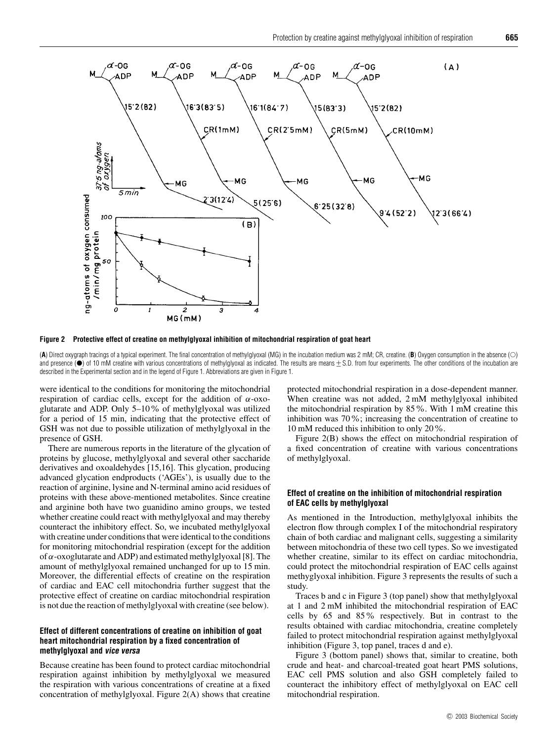**Figure 2 Protective effect of creatine on methylglyoxal inhibition of mitochondrial respiration of goat heart**

(**A**) Direct oxygraph tracings of a typical experiment. The final concentration of methylglyoxal (MG) in the incubation medium was 2 mM; CR, creatine. (**B**) Oxygen consumption in the absence (○) and presence (●) of 10 mM creatine with various concentrations of methylglyoxal as indicated. The results are means ± S.D. from four experiments. The other conditions of the incubation are described in the Experimental section and in the legend of Figure 1. Abbreviations are given in Figure 1.

were identical to the conditions for monitoring the mitochondrial respiration of cardiac cells, except for the addition of $\alpha$-oxoglutarate and ADP. Only 5–10 % of methylglyoxal was utilized for a period of 15 min, indicating that the protective effect of GSH was not due to possible utilization of methylglyoxal in the presence of GSH.

There are numerous reports in the literature of the glycation of proteins by glucose, methylglyoxal and several other saccharide derivatives and oxoaldehydes [15,16]. This glycation, producing advanced glycation endproducts ('AGEs'), is usually due to the reaction of arginine, lysine and N-terminal amino acid residues of proteins with these above-mentioned metabolites. Since creatine and arginine both have two guanidino amino groups, we tested whether creatine could react with methylglyoxal and may thereby counteract the inhibitory effect. So, we incubated methylglyoxal with creatine under conditions that were identical to the conditions for monitoring mitochondrial respiration (except for the addition of $\alpha$-oxoglutarate and ADP) and estimated methylglyoxal [8]. The amount of methylglyoxal remained unchanged for up to 15 min. Moreover, the differential effects of creatine on the respiration of cardiac and EAC cell mitochondria further suggest that the protective effect of creatine on cardiac mitochondrial respiration is not due the reaction of methylglyoxal with creatine (see below).

### Effect of different concentrations of creatine on inhibition of goat heart mitochondrial respiration by a fixed concentration of methylglyoxal and *vice versa*

Because creatine has been found to protect cardiac mitochondrial respiration against inhibition by methylglyoxal we measured the respiration with various concentrations of creatine at a fixed concentration of methylglyoxal. Figure 2(A) shows that creatine protected mitochondrial respiration in a dose-dependent manner. When creatine was not added, 2 mM methylglyoxal inhibited the mitochondrial respiration by 85 %. With 1 mM creatine this inhibition was 70 %; increasing the concentration of creatine to 10 mM reduced this inhibition to only 20 %.

Figure 2(B) shows the effect on mitochondrial respiration of a fixed concentration of creatine with various concentrations of methylglyoxal.

### Effect of creatine on the inhibition of mitochondrial respiration of EAC cells by methylglyoxal

As mentioned in the Introduction, methylglyoxal inhibits the electron flow through complex I of the mitochondrial respiratory chain of both cardiac and malignant cells, suggesting a similarity between mitochondria of these two cell types. So we investigated whether creatine, similar to its effect on cardiac mitochondria, could protect the mitochondrial respiration of EAC cells against methyglyoxal inhibition. Figure 3 represents the results of such a study.

Traces b and c in Figure 3 (top panel) show that methylglyoxal at 1 and 2 mM inhibited the mitochondrial respiration of EAC cells by 65 and 85 % respectively. But in contrast to the results obtained with cardiac mitochondria, creatine completely failed to protect mitochondrial respiration against methylglyoxal inhibition (Figure 3, top panel, traces d and e).

Figure 3 (bottom panel) shows that, similar to creatine, both crude and heat- and charcoal-treated goat heart PMS solutions, EAC cell PMS solution and also GSH completely failed to counteract the inhibitory effect of methylglyoxal on EAC cell mitochondrial respiration.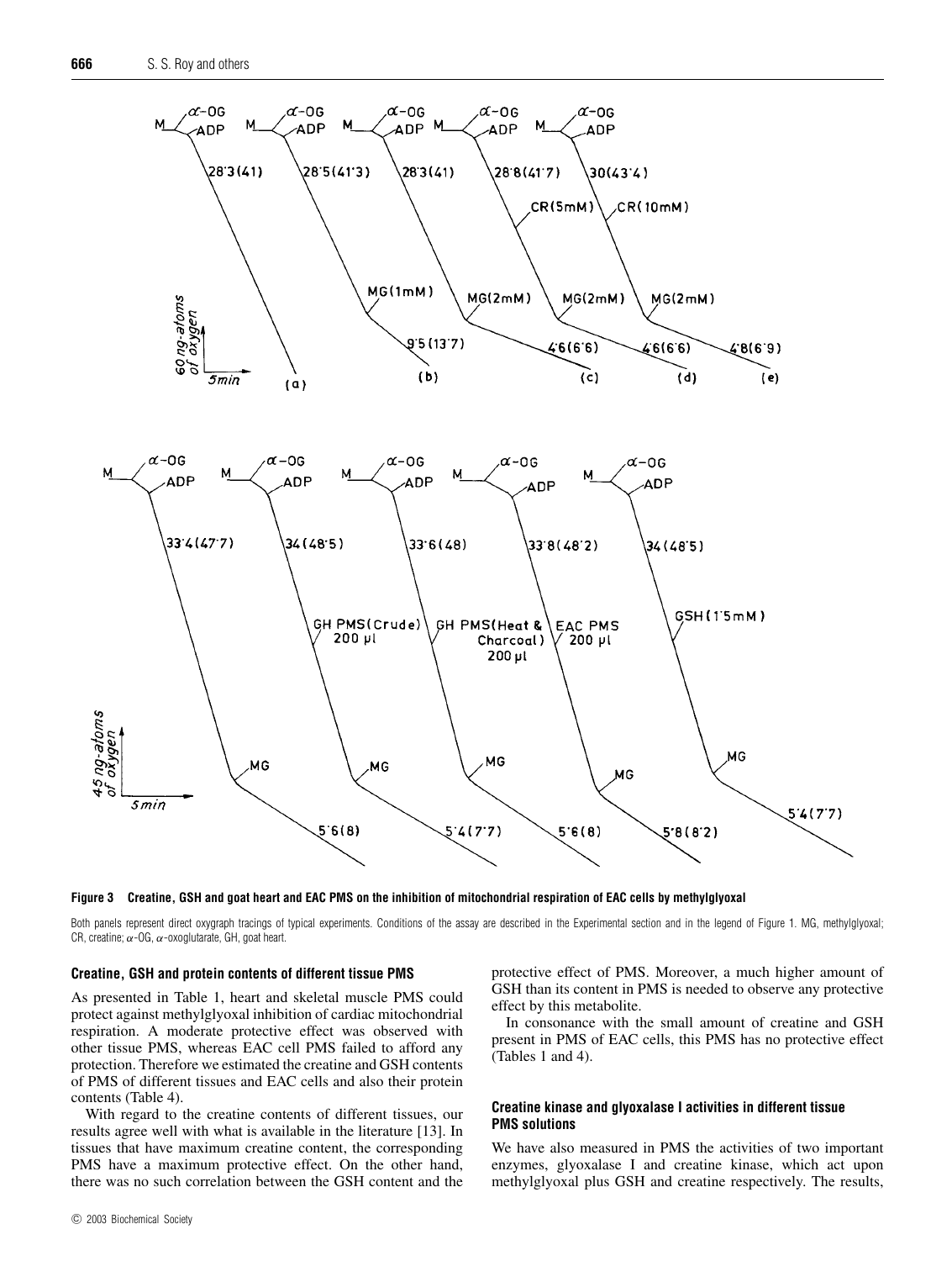**Figure 3 Creatine, GSH and goat heart and EAC PMS on the inhibition of mitochondrial respiration of EAC cells by methylglyoxal**

Both panels represent direct oxygraph tracings of typical experiments. Conditions of the assay are described in the Experimental section and in the legend of Figure 1. MG, methylglyoxal; CR, creatine; α-OG, α-oxoglutarate, GH, goat heart.

### Creatine, GSH and protein contents of different tissue PMS

As presented in Table 1, heart and skeletal muscle PMS could protect against methylglyoxal inhibition of cardiac mitochondrial respiration. A moderate protective effect was observed with other tissue PMS, whereas EAC cell PMS failed to afford any protection. Therefore we estimated the creatine and GSH contents of PMS of different tissues and EAC cells and also their protein contents (Table 4).

With regard to the creatine contents of different tissues, our results agree well with what is available in the literature [13]. In tissues that have maximum creatine content, the corresponding PMS have a maximum protective effect. On the other hand, there was no such correlation between the GSH content and the protective effect of PMS. Moreover, a much higher amount of GSH than its content in PMS is needed to observe any protective effect by this metabolite.

In consonance with the small amount of creatine and GSH present in PMS of EAC cells, this PMS has no protective effect (Tables 1 and 4).

### Creatine kinase and glyoxalase I activities in different tissue PMS solutions

We have also measured in PMS the activities of two important enzymes, glyoxalase I and creatine kinase, which act upon methylglyoxal plus GSH and creatine respectively. The results,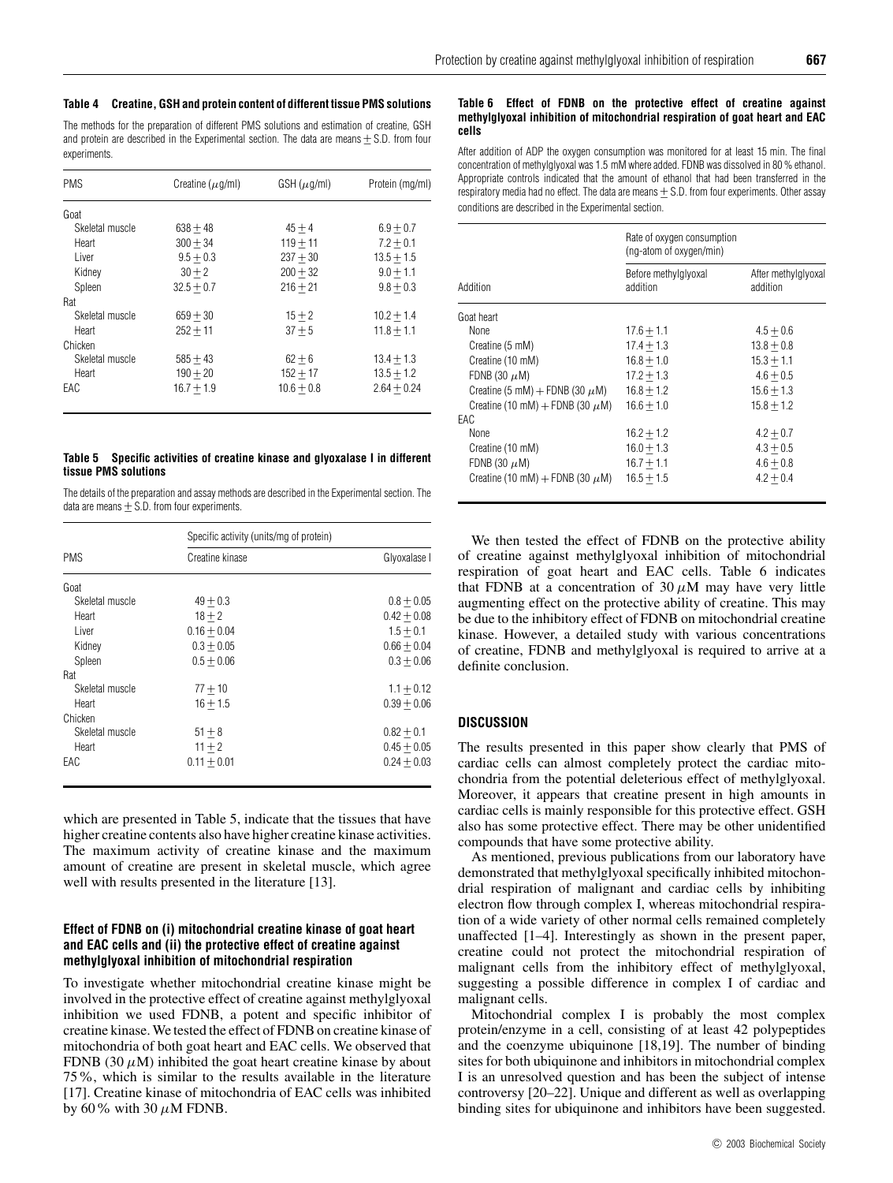**Table 4 Creatine, GSH and protein content of different tissue PMS solutions**

The methods for the preparation of different PMS solutions and estimation of creatine, GSH and protein are described in the Experimental section. The data are means ± S.D. from four experiments.

| PMS | Creatine ($\mu$g/ml) | GSH ($\mu$g/ml) | Protein (mg/ml) |
|---|---|---|---|
| Goat | | | |
| Skeletal muscle | 638 ± 48 | 45 ± 4 | 6.9 ± 0.7 |
| Heart | 300 ± 34 | 119 ± 11 | 7.2 ± 0.1 |
| Liver | 9.5 ± 0.3 | 237 ± 30 | 13.5 ± 1.5 |
| Kidney | 30 ± 2 | 200 ± 32 | 9.0 ± 1.1 |
| Spleen | 32.5 ± 0.7 | 216 ± 21 | 9.8 ± 0.3 |
| Rat | | | |
| Skeletal muscle | 659 ± 30 | 15 ± 2 | 10.2 ± 1.4 |
| Heart | 252 ± 11 | 37 ± 5 | 11.8 ± 1.1 |
| Chicken | | | |
| Skeletal muscle | 585 ± 43 | 62 ± 6 | 13.4 ± 1.3 |
| Heart | 190 ± 20 | 152 ± 17 | 13.5 ± 1.2 |
| EAC | 16.7 ± 1.9 | 10.6 ± 0.8 | 2.64 ± 0.24 |

**Table 5 Specific activities of creatine kinase and glyoxalase I in different tissue PMS solutions**

The details of the preparation and assay methods are described in the Experimental section. The data are means ± S.D. from four experiments.

| PMS | Specific activity (units/mg of protein) | |
|---|---|---|
| | Creatine kinase | Glyoxalase I |
| Goat | | |
| Skeletal muscle | 49 ± 0.3 | 0.8 ± 0.05 |
| Heart | 18 ± 2 | 0.42 ± 0.08 |
| Liver | 0.16 ± 0.04 | 1.5 ± 0.1 |
| Kidney | 0.3 ± 0.05 | 0.66 ± 0.04 |
| Spleen | 0.5 ± 0.06 | 0.3 ± 0.06 |
| Rat | | |
| Skeletal muscle | 77 ± 10 | 1.1 ± 0.12 |
| Heart | 16 ± 1.5 | 0.39 ± 0.06 |
| Chicken | | |
| Skeletal muscle | 51 ± 8 | 0.82 ± 0.1 |
| Heart | 11 ± 2 | 0.45 ± 0.05 |
| EAC | 0.11 ± 0.01 | 0.24 ± 0.03 |

which are presented in Table 5, indicate that the tissues that have higher creatine contents also have higher creatine kinase activities. The maximum activity of creatine kinase and the maximum amount of creatine are present in skeletal muscle, which agree well with results presented in the literature [13].

### Effect of FDNB on (i) mitochondrial creatine kinase of goat heart and EAC cells and (ii) the protective effect of creatine against methylglyoxal inhibition of mitochondrial respiration

To investigate whether mitochondrial creatine kinase might be involved in the protective effect of creatine against methylglyoxal inhibition we used FDNB, a potent and specific inhibitor of creatine kinase. We tested the effect of FDNB on creatine kinase of mitochondria of both goat heart and EAC cells. We observed that FDNB (30 $\mu$M) inhibited the goat heart creatine kinase by about 75 %, which is similar to the results available in the literature [17]. Creatine kinase of mitochondria of EAC cells was inhibited by 60 % with 30 $\mu$M FDNB.

**Table 6 Effect of FDNB on the protective effect of creatine against methylglyoxal inhibition of mitochondrial respiration of goat heart and EAC cells**

After addition of ADP the oxygen consumption was monitored for at least 15 min. The final concentration of methylglyoxal was 1.5 mM where added. FDNB was dissolved in 80 % ethanol. Appropriate controls indicated that the amount of ethanol that had been transferred in the respiratory media had no effect. The data are means ± S.D. from four experiments. Other assay conditions are described in the Experimental section.

| Addition | Rate of oxygen consumption (ng-atom of oxygen/min) | |
|---|---|---|
| | Before methylglyoxal addition | After methylglyoxal addition |
| Goat heart | | |
| None | 17.6 ± 1.1 | 4.5 ± 0.6 |
| Creatine (5 mM) | 17.4 ± 1.3 | 13.8 ± 0.8 |
| Creatine (10 mM) | 16.8 ± 1.0 | 15.3 ± 1.1 |
| FDNB (30 $\mu$M) | 17.2 ± 1.3 | 4.6 ± 0.5 |
| Creatine (5 mM) + FDNB (30 $\mu$M) | 16.8 ± 1.2 | 15.6 ± 1.3 |
| Creatine (10 mM) + FDNB (30 $\mu$M) | 16.6 ± 1.0 | 15.8 ± 1.2 |
| EAC | | |
| None | 16.2 ± 1.2 | 4.2 ± 0.7 |
| Creatine (10 mM) | 16.0 ± 1.3 | 4.3 ± 0.5 |
| FDNB (30 $\mu$M) | 16.7 ± 1.1 | 4.6 ± 0.8 |
| Creatine (10 mM) + FDNB (30 $\mu$M) | 16.5 ± 1.5 | 4.2 ± 0.4 |

We then tested the effect of FDNB on the protective ability of creatine against methylglyoxal inhibition of mitochondrial respiration of goat heart and EAC cells. Table 6 indicates that FDNB at a concentration of 30 $\mu$M may have very little augmenting effect on the protective ability of creatine. This may be due to the inhibitory effect of FDNB on mitochondrial creatine kinase. However, a detailed study with various concentrations of creatine, FDNB and methylglyoxal is required to arrive at a definite conclusion.

## DISCUSSION

The results presented in this paper show clearly that PMS of cardiac cells can almost completely protect the cardiac mitochondria from the potential deleterious effect of methylglyoxal. Moreover, it appears that creatine present in high amounts in cardiac cells is mainly responsible for this protective effect. GSH also has some protective effect. There may be other unidentified compounds that have some protective ability.

As mentioned, previous publications from our laboratory have demonstrated that methylglyoxal specifically inhibited mitochondrial respiration of malignant and cardiac cells by inhibiting electron flow through complex I, whereas mitochondrial respiration of a wide variety of other normal cells remained completely unaffected [1–4]. Interestingly as shown in the present paper, creatine could not protect the mitochondrial respiration of malignant cells from the inhibitory effect of methylglyoxal, suggesting a possible difference in complex I of cardiac and malignant cells.

Mitochondrial complex I is probably the most complex protein/enzyme in a cell, consisting of at least 42 polypeptides and the coenzyme ubiquinone [18,19]. The number of binding sites for both ubiquinone and inhibitors in mitochondrial complex I is an unresolved question and has been the subject of intense controversy [20–22]. Unique and different as well as overlapping binding sites for ubiquinone and inhibitors have been suggested.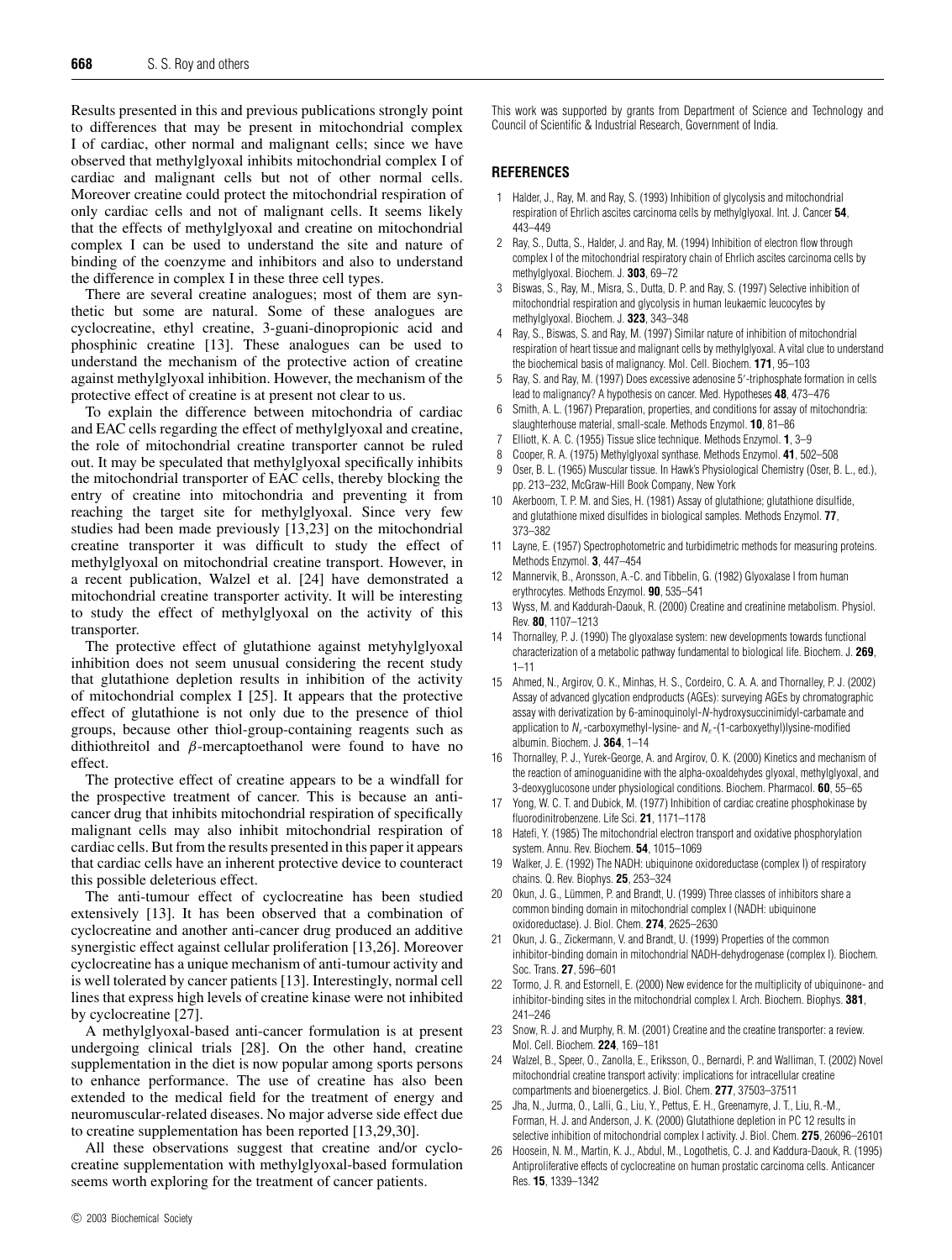Results presented in this and previous publications strongly point to differences that may be present in mitochondrial complex I of cardiac, other normal and malignant cells; since we have observed that methylglyoxal inhibits mitochondrial complex I of cardiac and malignant cells but not of other normal cells. Moreover creatine could protect the mitochondrial respiration of only cardiac cells and not of malignant cells. It seems likely that the effects of methylglyoxal and creatine on mitochondrial complex I can be used to understand the site and nature of binding of the coenzyme and inhibitors and also to understand the difference in complex I in these three cell types.

There are several creatine analogues; most of them are synthetic but some are natural. Some of these analogues are cyclocreatine, ethyl creatine, 3-guani-dinopropionic acid and phosphinic creatine [13]. These analogues can be used to understand the mechanism of the protective action of creatine against methylglyoxal inhibition. However, the mechanism of the protective effect of creatine is at present not clear to us.

To explain the difference between mitochondria of cardiac and EAC cells regarding the effect of methylglyoxal and creatine, the role of mitochondrial creatine transporter cannot be ruled out. It may be speculated that methylglyoxal specifically inhibits the mitochondrial transporter of EAC cells, thereby blocking the entry of creatine into mitochondria and preventing it from reaching the target site for methylglyoxal. Since very few studies had been made previously [13,23] on the mitochondrial creatine transporter it was difficult to study the effect of methylglyoxal on mitochondrial creatine transport. However, in a recent publication, Walzel et al. [24] have demonstrated a mitochondrial creatine transporter activity. It will be interesting to study the effect of methylglyoxal on the activity of this transporter.

The protective effect of glutathione against metyhylglyoxal inhibition does not seem unusual considering the recent study that glutathione depletion results in inhibition of the activity of mitochondrial complex I [25]. It appears that the protective effect of glutathione is not only due to the presence of thiol groups, because other thiol-group-containing reagents such as dithiothreitol and $\beta$-mercaptoethanol were found to have no effect.

The protective effect of creatine appears to be a windfall for the prospective treatment of cancer. This is because an anti-cancer drug that inhibits mitochondrial respiration of specifically malignant cells may also inhibit mitochondrial respiration of cardiac cells. But from the results presented in this paper it appears that cardiac cells have an inherent protective device to counteract this possible deleterious effect.

The anti-tumour effect of cyclocreatine has been studied extensively [13]. It has been observed that a combination of cyclocreatine and another anti-cancer drug produced an additive synergistic effect against cellular proliferation [13,26]. Moreover cyclocreatine has a unique mechanism of anti-tumour activity and is well tolerated by cancer patients [13]. Interestingly, normal cell lines that express high levels of creatine kinase were not inhibited by cyclocreatine [27].

A methylglyoxal-based anti-cancer formulation is at present undergoing clinical trials [28]. On the other hand, creatine supplementation in the diet is now popular among sports persons to enhance performance. The use of creatine has also been extended to the medical field for the treatment of energy and neuromuscular-related diseases. No major adverse side effect due to creatine supplementation has been reported [13,29,30].

All these observations suggest that creatine and/or cyclocreatine supplementation with methylglyoxal-based formulation seems worth exploring for the treatment of cancer patients.

This work was supported by grants from Department of Science and Technology and Council of Scientific & Industrial Research, Government of India.

## REFERENCES

1. Halder, J., Ray, M. and Ray, S. (1993) Inhibition of glycolysis and mitochondrial respiration of Ehrlich ascites carcinoma cells by methylglyoxal. Int. J. Cancer **54**, 443–449
2. Ray, S., Dutta, S., Halder, J. and Ray, M. (1994) Inhibition of electron flow through complex I of the mitochondrial respiratory chain of Ehrlich ascites carcinoma cells by methylglyoxal. Biochem. J. **303**, 69–72
3. Biswas, S., Ray, M., Misra, S., Dutta, D. P. and Ray, S. (1997) Selective inhibition of mitochondrial respiration and glycolysis in human leukaemic leucocytes by methylglyoxal. Biochem. J. **323**, 343–348
4. Ray, S., Biswas, S. and Ray, M. (1997) Similar nature of inhibition of mitochondrial respiration of heart tissue and malignant cells by methylglyoxal. A vital clue to understand the biochemical basis of malignancy. Mol. Cell. Biochem. **171**, 95–103
5. Ray, S. and Ray, M. (1997) Does excessive adenosine 5′-triphosphate formation in cells lead to malignancy? A hypothesis on cancer. Med. Hypotheses **48**, 473–476
6. Smith, A. L. (1967) Preparation, properties, and conditions for assay of mitochondria: slaughterhouse material, small-scale. Methods Enzymol. **10**, 81–86
7. Elliott, K. A. C. (1955) Tissue slice technique. Methods Enzymol. **1**, 3–9
8. Cooper, R. A. (1975) Methylglyoxal synthase. Methods Enzymol. **41**, 502–508
9. Oser, B. L. (1965) Muscular tissue. In Hawk's Physiological Chemistry (Oser, B. L., ed.), pp. 213–232, McGraw-Hill Book Company, New York
10. Akerboom, T. P. M. and Sies, H. (1981) Assay of glutathione; glutathione disulfide, and glutathione mixed disulfides in biological samples. Methods Enzymol. **77**, 373–382
11. Layne, E. (1957) Spectrophotometric and turbidimetric methods for measuring proteins. Methods Enzymol. **3**, 447–454
12. Mannervik, B., Aronsson, A.-C. and Tibbelin, G. (1982) Glyoxalase I from human erythrocytes. Methods Enzymol. **90**, 535–541
13. Wyss, M. and Kaddurah-Daouk, R. (2000) Creatine and creatinine metabolism. Physiol. Rev. **80**, 1107–1213
14. Thornalley, P. J. (1990) The glyoxalase system: new developments towards functional characterization of a metabolic pathway fundamental to biological life. Biochem. J. **269**, 1–11
15. Ahmed, N., Argirov, O. K., Minhas, H. S., Cordeiro, C. A. A. and Thornalley, P. J. (2002) Assay of advanced glycation endproducts (AGEs): surveying AGEs by chromatographic assay with derivatization by 6-aminoquinolyl-*N*-hydroxysuccinimidyl-carbamate and application to $N_\epsilon$-carboxymethyl-lysine- and $N_\epsilon$-(1-carboxyethyl)lysine-modified albumin. Biochem. J. **364**, 1–14
16. Thornalley, P. J., Yurek-George, A. and Argirov, O. K. (2000) Kinetics and mechanism of the reaction of aminoguanidine with the alpha-oxoaldehydes glyoxal, methylglyoxal, and 3-deoxyglucosone under physiological conditions. Biochem. Pharmacol. **60**, 55–65
17. Yong, W. C. T. and Dubick, M. (1977) Inhibition of cardiac creatine phosphokinase by fluorodinitrobenzene. Life Sci. **21**, 1171–1178
18. Hatefi, Y. (1985) The mitochondrial electron transport and oxidative phosphorylation system. Annu. Rev. Biochem. **54**, 1015–1069
19. Walker, J. E. (1992) The NADH: ubiquinone oxidoreductase (complex I) of respiratory chains. Q. Rev. Biophys. **25**, 253–324
20. Okun, J. G., Lümmen, P. and Brandt, U. (1999) Three classes of inhibitors share a common binding domain in mitochondrial complex I (NADH: ubiquinone oxidoreductase). J. Biol. Chem. **274**, 2625–2630
21. Okun, J. G., Zickermann, V. and Brandt, U. (1999) Properties of the common inhibitor-binding domain in mitochondrial NADH-dehydrogenase (complex I). Biochem. Soc. Trans. **27**, 596–601
22. Tormo, J. R. and Estornell, E. (2000) New evidence for the multiplicity of ubiquinone- and inhibitor-binding sites in the mitochondrial complex I. Arch. Biochem. Biophys. **381**, 241–246
23. Snow, R. J. and Murphy, R. M. (2001) Creatine and the creatine transporter: a review. Mol. Cell. Biochem. **224**, 169–181
24. Walzel, B., Speer, O., Zanolla, E., Eriksson, O., Bernardi, P. and Walliman, T. (2002) Novel mitochondrial creatine transport activity: implications for intracellular creatine compartments and bioenergetics. J. Biol. Chem. **277**, 37503–37511
25. Jha, N., Jurma, O., Lalli, G., Liu, Y., Pettus, E. H., Greenamyre, J. T., Liu, R.-M., Forman, H. J. and Anderson, J. K. (2000) Glutathione depletion in PC 12 results in selective inhibition of mitochondrial complex I activity. J. Biol. Chem. **275**, 26096–26101
26. Hoosein, N. M., Martin, K. J., Abdul, M., Logothetis, C. J. and Kaddura-Daouk, R. (1995) Antiproliferative effects of cyclocreatine on human prostatic carcinoma cells. Anticancer Res. **15**, 1339–1342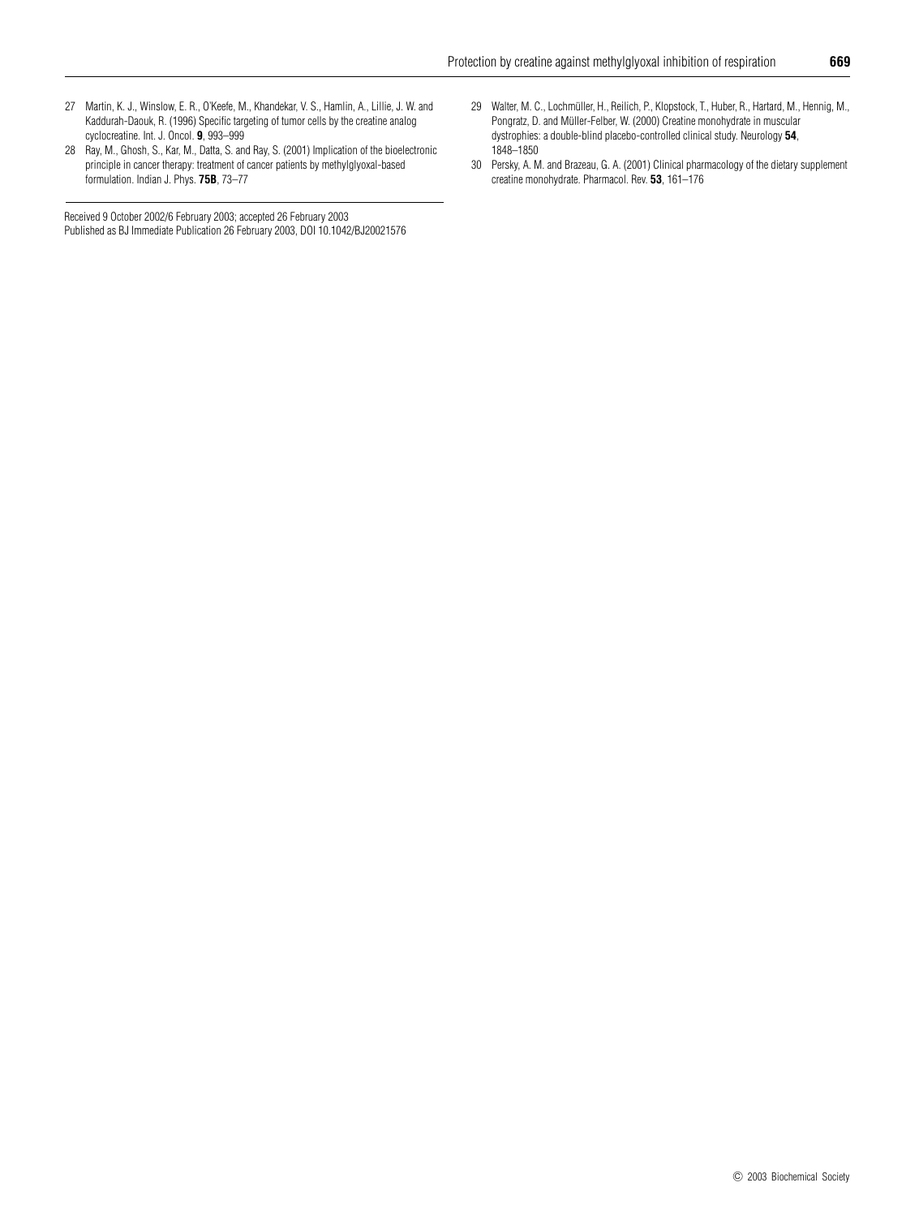27 Martin, K. J., Winslow, E. R., O'Keefe, M., Khandekar, V. S., Hamlin, A., Lillie, J. W. and Kaddurah-Daouk, R. (1996) Specific targeting of tumor cells by the creatine analog cyclocreatine. Int. J. Oncol. **9**, 993–999

28 Ray, M., Ghosh, S., Kar, M., Datta, S. and Ray, S. (2001) Implication of the bioelectronic principle in cancer therapy: treatment of cancer patients by methylglyoxal-based formulation. Indian J. Phys. **75B**, 73–77

29 Walter, M. C., Lochmüller, H., Reilich, P., Klopstock, T., Huber, R., Hartard, M., Hennig, M., Pongratz, D. and Müller-Felber, W. (2000) Creatine monohydrate in muscular dystrophies: a double-blind placebo-controlled clinical study. Neurology **54**, 1848–1850

30 Persky, A. M. and Brazeau, G. A. (2001) Clinical pharmacology of the dietary supplement creatine monohydrate. Pharmacol. Rev. **53**, 161–176

Received 9 October 2002/6 February 2003; accepted 26 February 2003
Published as BJ Immediate Publication 26 February 2003, DOI 10.1042/BJ20021576